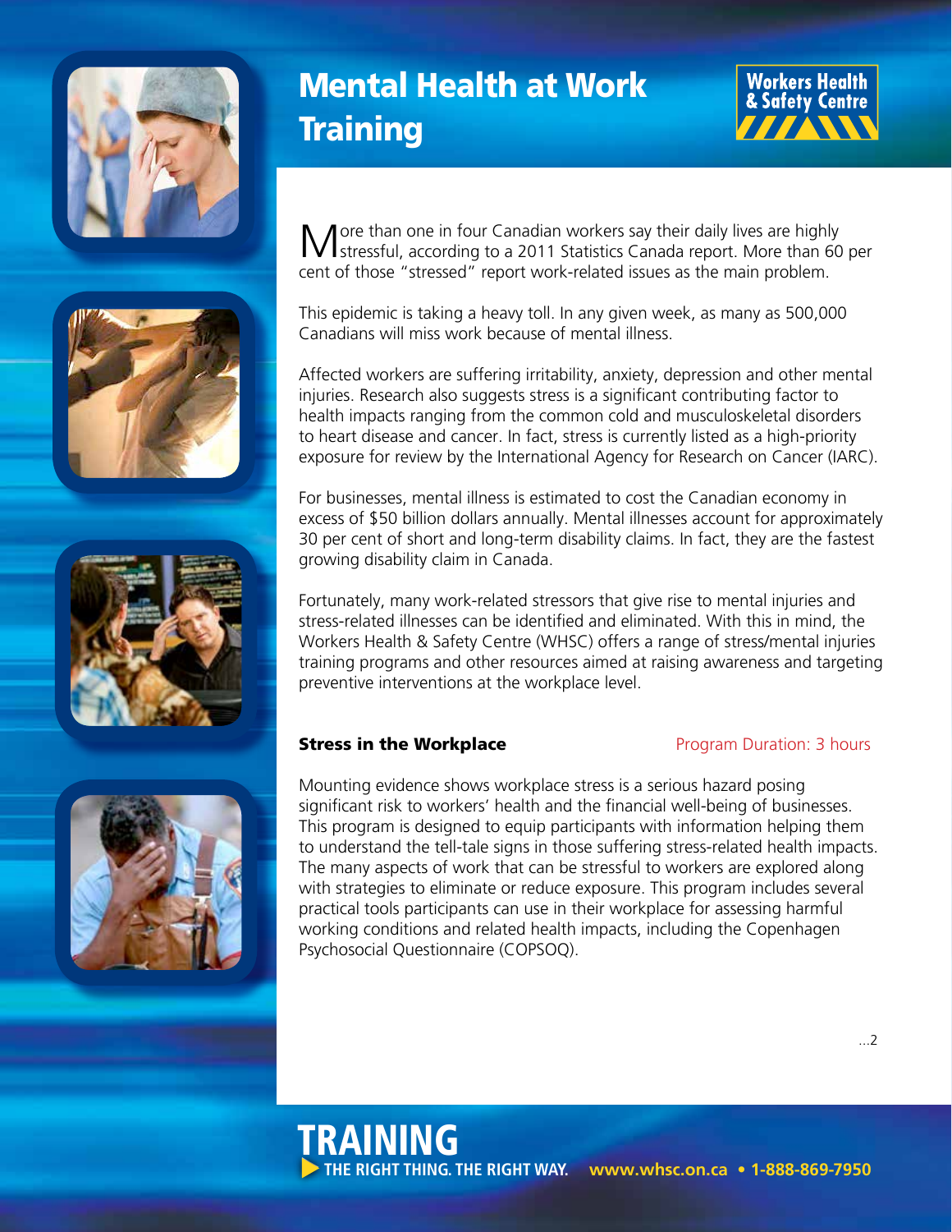# Mental Health at Work Training

Workers Health & Safety Centre

More than one in four Canadian workers say their daily lives are highly stressful, according to a 2011 Statistics Canada report. More than 60 per cent of those "stressed" report work-related issues as the main problem.

This epidemic is taking a heavy toll. In any given week, as many as 500,000 Canadians will miss work because of mental illness.

Affected workers are suffering irritability, anxiety, depression and other mental injuries. Research also suggests stress is a significant contributing factor to health impacts ranging from the common cold and musculoskeletal disorders to heart disease and cancer. In fact, stress is currently listed as a high-priority exposure for review by the International Agency for Research on Cancer (IARC).

For businesses, mental illness is estimated to cost the Canadian economy in excess of $50 billion dollars annually. Mental illnesses account for approximately 30 per cent of short and long-term disability claims. In fact, they are the fastest growing disability claim in Canada.

Fortunately, many work-related stressors that give rise to mental injuries and stress-related illnesses can be identified and eliminated. With this in mind, the Workers Health & Safety Centre (WHSC) offers a range of stress/mental injuries training programs and other resources aimed at raising awareness and targeting preventive interventions at the workplace level.

### Stress in the Workplace

Program Duration: 3 hours

Mounting evidence shows workplace stress is a serious hazard posing significant risk to workers' health and the financial well-being of businesses. This program is designed to equip participants with information helping them to understand the tell-tale signs in those suffering stress-related health impacts. The many aspects of work that can be stressful to workers are explored along with strategies to eliminate or reduce exposure. This program includes several practical tools participants can use in their workplace for assessing harmful working conditions and related health impacts, including the Copenhagen Psychosocial Questionnaire (COPSOQ).

...2

**TRAINING**
THE RIGHT THING. THE RIGHT WAY. www.whsc.on.ca • 1-888-869-7950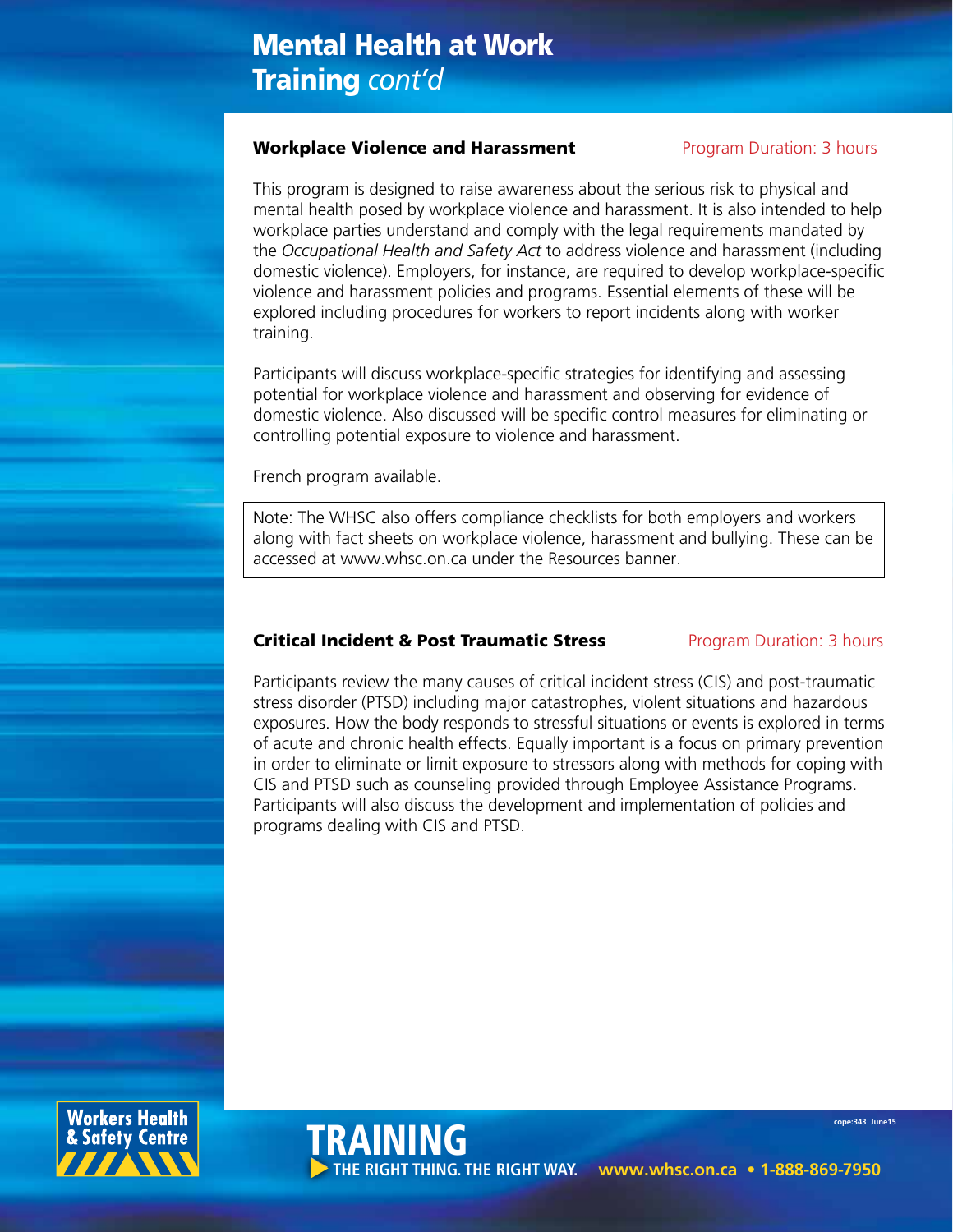# Mental Health at Work Training *cont'd*

### Workplace Violence and Harassment

Program Duration: 3 hours

This program is designed to raise awareness about the serious risk to physical and mental health posed by workplace violence and harassment. It is also intended to help workplace parties understand and comply with the legal requirements mandated by the *Occupational Health and Safety Act* to address violence and harassment (including domestic violence). Employers, for instance, are required to develop workplace-specific violence and harassment policies and programs. Essential elements of these will be explored including procedures for workers to report incidents along with worker training.

Participants will discuss workplace-specific strategies for identifying and assessing potential for workplace violence and harassment and observing for evidence of domestic violence. Also discussed will be specific control measures for eliminating or controlling potential exposure to violence and harassment.

French program available.

> Note: The WHSC also offers compliance checklists for both employers and workers along with fact sheets on workplace violence, harassment and bullying. These can be accessed at www.whsc.on.ca under the Resources banner.

### Critical Incident & Post Traumatic Stress

Program Duration: 3 hours

Participants review the many causes of critical incident stress (CIS) and post-traumatic stress disorder (PTSD) including major catastrophes, violent situations and hazardous exposures. How the body responds to stressful situations or events is explored in terms of acute and chronic health effects. Equally important is a focus on primary prevention in order to eliminate or limit exposure to stressors along with methods for coping with CIS and PTSD such as counseling provided through Employee Assistance Programs. Participants will also discuss the development and implementation of policies and programs dealing with CIS and PTSD.

Workers Health & Safety Centre

**TRAINING**
THE RIGHT THING. THE RIGHT WAY.

www.whsc.on.ca • 1-888-869-7950

cope:343 June15